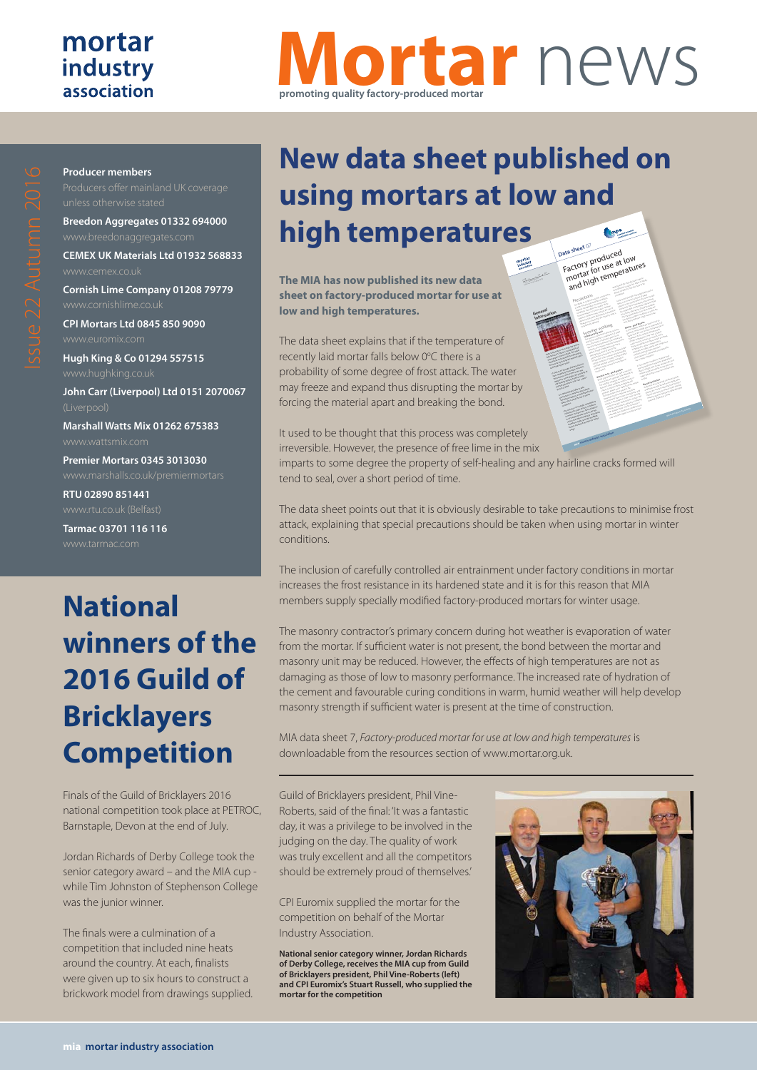# Mortar news

promoting quality factory-produced mortar

mortar industry association

Issue 22 Autumn 2016

**Producer members**

Producers offer mainland UK coverage unless otherwise stated

**Breedon Aggregates 01332 694000**
www.breedonaggregates.com

**CEMEX UK Materials Ltd 01932 568833**
www.cemex.co.uk

**Cornish Lime Company 01208 79779**
www.cornishlime.co.uk

**CPI Mortars Ltd 0845 850 9090**
www.euromix.com

**Hugh King & Co 01294 557515**
www.hughking.co.uk

**John Carr (Liverpool) Ltd 0151 2070067**
(Liverpool)

**Marshall Watts Mix 01262 675383**
www.wattsmix.com

**Premier Mortars 0345 3013030**
www.marshalls.co.uk/premiermortars

**RTU 02890 851441**
www.rtu.co.uk (Belfast)

**Tarmac 03701 116 116**
www.tarmac.com

## New data sheet published on using mortars at low and high temperatures

**The MIA has now published its new data sheet on factory-produced mortar for use at low and high temperatures.**

The data sheet explains that if the temperature of recently laid mortar falls below 0°C there is a probability of some degree of frost attack. The water may freeze and expand thus disrupting the mortar by forcing the material apart and breaking the bond.

It used to be thought that this process was completely irreversible. However, the presence of free lime in the mix imparts to some degree the property of self-healing and any hairline cracks formed will tend to seal, over a short period of time.

The data sheet points out that it is obviously desirable to take precautions to minimise frost attack, explaining that special precautions should be taken when using mortar in winter conditions.

The inclusion of carefully controlled air entrainment under factory conditions in mortar increases the frost resistance in its hardened state and it is for this reason that MIA members supply specially modified factory-produced mortars for winter usage.

The masonry contractor's primary concern during hot weather is evaporation of water from the mortar. If sufficient water is not present, the bond between the mortar and masonry unit may be reduced. However, the effects of high temperatures are not as damaging as those of low to masonry performance. The increased rate of hydration of the cement and favourable curing conditions in warm, humid weather will help develop masonry strength if sufficient water is present at the time of construction.

MIA data sheet 7, *Factory-produced mortar for use at low and high temperatures* is downloadable from the resources section of www.mortar.org.uk.

## National winners of the 2016 Guild of Bricklayers Competition

Finals of the Guild of Bricklayers 2016 national competition took place at PETROC, Barnstaple, Devon at the end of July.

Jordan Richards of Derby College took the senior category award – and the MIA cup - while Tim Johnston of Stephenson College was the junior winner.

The finals were a culmination of a competition that included nine heats around the country. At each, finalists were given up to six hours to construct a brickwork model from drawings supplied.

Guild of Bricklayers president, Phil Vine-Roberts, said of the final: 'It was a fantastic day, it was a privilege to be involved in the judging on the day. The quality of work was truly excellent and all the competitors should be extremely proud of themselves.'

CPI Euromix supplied the mortar for the competition on behalf of the Mortar Industry Association.

**National senior category winner, Jordan Richards of Derby College, receives the MIA cup from Guild of Bricklayers president, Phil Vine-Roberts (left) and CPI Euromix's Stuart Russell, who supplied the mortar for the competition**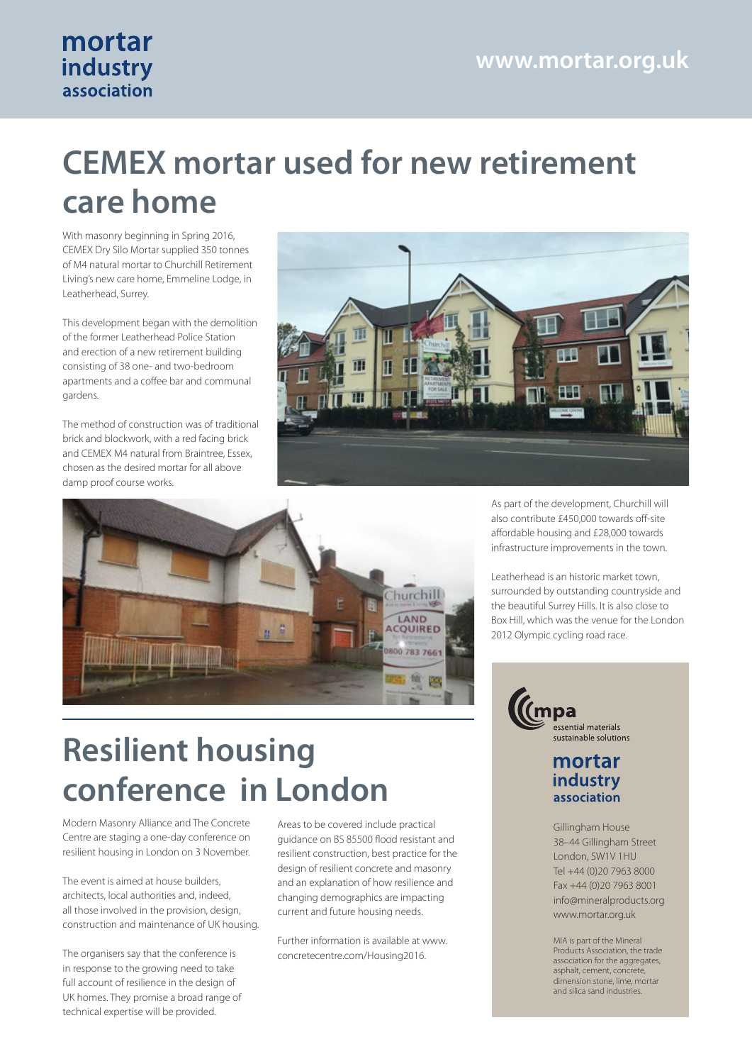# CEMEX mortar used for new retirement care home

With masonry beginning in Spring 2016, CEMEX Dry Silo Mortar supplied 350 tonnes of M4 natural mortar to Churchill Retirement Living's new care home, Emmeline Lodge, in Leatherhead, Surrey.

This development began with the demolition of the former Leatherhead Police Station and erection of a new retirement building consisting of 38 one- and two-bedroom apartments and a coffee bar and communal gardens.

The method of construction was of traditional brick and blockwork, with a red facing brick and CEMEX M4 natural from Braintree, Essex, chosen as the desired mortar for all above damp proof course works.

As part of the development, Churchill will also contribute £450,000 towards off-site affordable housing and £28,000 towards infrastructure improvements in the town.

Leatherhead is an historic market town, surrounded by outstanding countryside and the beautiful Surrey Hills. It is also close to Box Hill, which was the venue for the London 2012 Olympic cycling road race.

# Resilient housing conference in London

Modern Masonry Alliance and The Concrete Centre are staging a one-day conference on resilient housing in London on 3 November.

The event is aimed at house builders, architects, local authorities and, indeed, all those involved in the provision, design, construction and maintenance of UK housing.

The organisers say that the conference is in response to the growing need to take full account of resilience in the design of UK homes. They promise a broad range of technical expertise will be provided.

Areas to be covered include practical guidance on BS 85500 flood resistant and resilient construction, best practice for the design of resilient concrete and masonry and an explanation of how resilience and changing demographics are impacting current and future housing needs.

Further information is available at www.concretecentre.com/Housing2016.

mpa
essential materials
sustainable solutions

**mortar industry association**

Gillingham House
38–44 Gillingham Street
London, SW1V 1HU
Tel +44 (0)20 7963 8000
Fax +44 (0)20 7963 8001
info@mineralproducts.org
www.mortar.org.uk

MIA is part of the Mineral Products Association, the trade association for the aggregates, asphalt, cement, concrete, dimension stone, lime, mortar and silica sand industries.